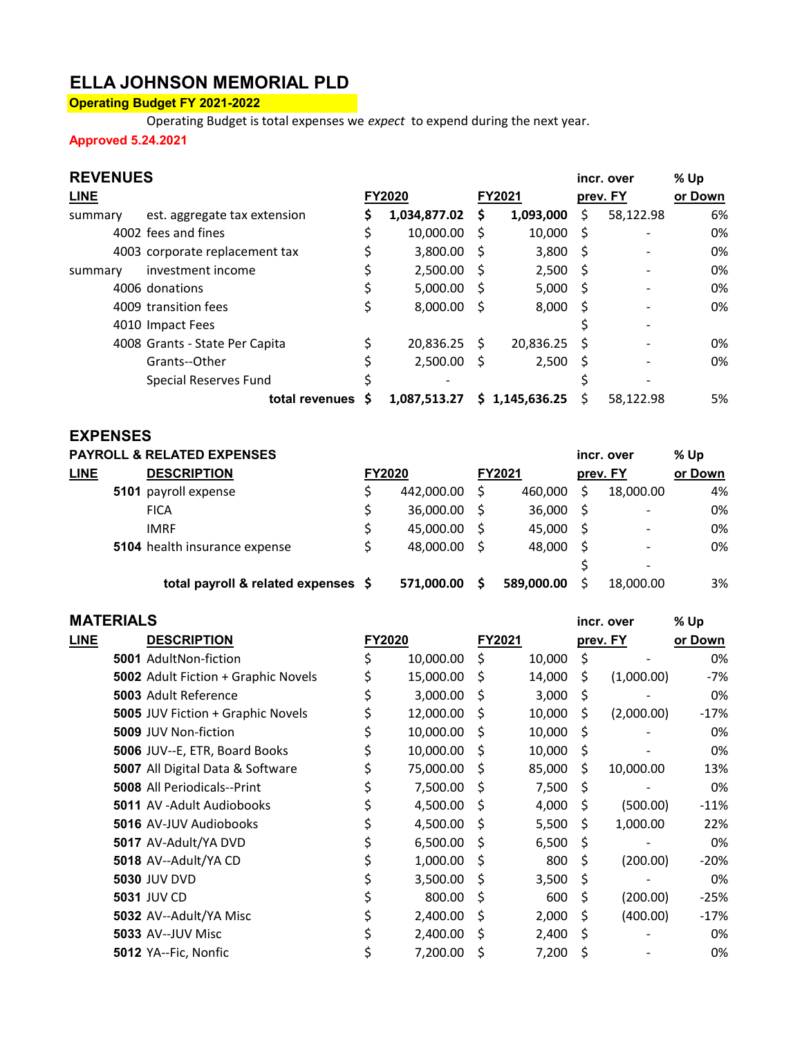# ELLA JOHNSON MEMORIAL PLD

**Operating Budget FY 2021-2022**

Operating Budget is total expenses we *expect* to expend during the next year.

**Approved 5.24.2021**

## REVENUES

| LINE | | FY2020 | FY2021 | incr. over prev. FY | % Up or Down |
|---|---|---|---|---|---|
| summary | est. aggregate tax extension | $ 1,034,877.02 | $ 1,093,000 | $ 58,122.98 | 6% |
| 4002 | fees and fines | $ 10,000.00 | $ 10,000 | $ - | 0% |
| 4003 | corporate replacement tax | $ 3,800.00 | $ 3,800 | $ - | 0% |
| summary | investment income | $ 2,500.00 | $ 2,500 | $ - | 0% |
| 4006 | donations | $ 5,000.00 | $ 5,000 | $ - | 0% |
| 4009 | transition fees | $ 8,000.00 | $ 8,000 | $ - | 0% |
| 4010 | Impact Fees | | | $ - | |
| 4008 | Grants - State Per Capita | $ 20,836.25 | $ 20,836.25 | $ - | 0% |
| | Grants--Other | $ 2,500.00 | $ 2,500 | $ - | 0% |
| | Special Reserves Fund | $ - | | $ - | |
| | **total revenues** | **$ 1,087,513.27** | **$ 1,145,636.25** | $ 58,122.98 | 5% |

## EXPENSES

### PAYROLL & RELATED EXPENSES

| LINE | DESCRIPTION | FY2020 | FY2021 | incr. over prev. FY | % Up or Down |
|---|---|---|---|---|---|
| **5101** | payroll expense | $ 442,000.00 | $ 460,000 | $ 18,000.00 | 4% |
| | FICA | $ 36,000.00 | $ 36,000 | $ - | 0% |
| | IMRF | $ 45,000.00 | $ 45,000 | $ - | 0% |
| **5104** | health insurance expense | $ 48,000.00 | $ 48,000 | $ - | 0% |
| | | | | $ - | |
| | **total payroll & related expenses** | **$ 571,000.00** | **$ 589,000.00** | $ 18,000.00 | 3% |

### MATERIALS

| LINE | DESCRIPTION | FY2020 | FY2021 | incr. over prev. FY | % Up or Down |
|---|---|---|---|---|---|
| **5001** | AdultNon-fiction | $ 10,000.00 | $ 10,000 | $ - | 0% |
| **5002** | Adult Fiction + Graphic Novels | $ 15,000.00 | $ 14,000 | $ (1,000.00) | -7% |
| **5003** | Adult Reference | $ 3,000.00 | $ 3,000 | $ - | 0% |
| **5005** | JUV Fiction + Graphic Novels | $ 12,000.00 | $ 10,000 | $ (2,000.00) | -17% |
| **5009** | JUV Non-fiction | $ 10,000.00 | $ 10,000 | $ - | 0% |
| **5006** | JUV--E, ETR, Board Books | $ 10,000.00 | $ 10,000 | $ - | 0% |
| **5007** | All Digital Data & Software | $ 75,000.00 | $ 85,000 | $ 10,000.00 | 13% |
| **5008** | All Periodicals--Print | $ 7,500.00 | $ 7,500 | $ - | 0% |
| **5011** | AV -Adult Audiobooks | $ 4,500.00 | $ 4,000 | $ (500.00) | -11% |
| **5016** | AV-JUV Audiobooks | $ 4,500.00 | $ 5,500 | $ 1,000.00 | 22% |
| **5017** | AV-Adult/YA DVD | $ 6,500.00 | $ 6,500 | $ - | 0% |
| **5018** | AV--Adult/YA CD | $ 1,000.00 | $ 800 | $ (200.00) | -20% |
| **5030** | JUV DVD | $ 3,500.00 | $ 3,500 | $ - | 0% |
| **5031** | JUV CD | $ 800.00 | $ 600 | $ (200.00) | -25% |
| **5032** | AV--Adult/YA Misc | $ 2,400.00 | $ 2,000 | $ (400.00) | -17% |
| **5033** | AV--JUV Misc | $ 2,400.00 | $ 2,400 | $ - | 0% |
| **5012** | YA--Fic, Nonfic | $ 7,200.00 | $ 7,200 | $ - | 0% |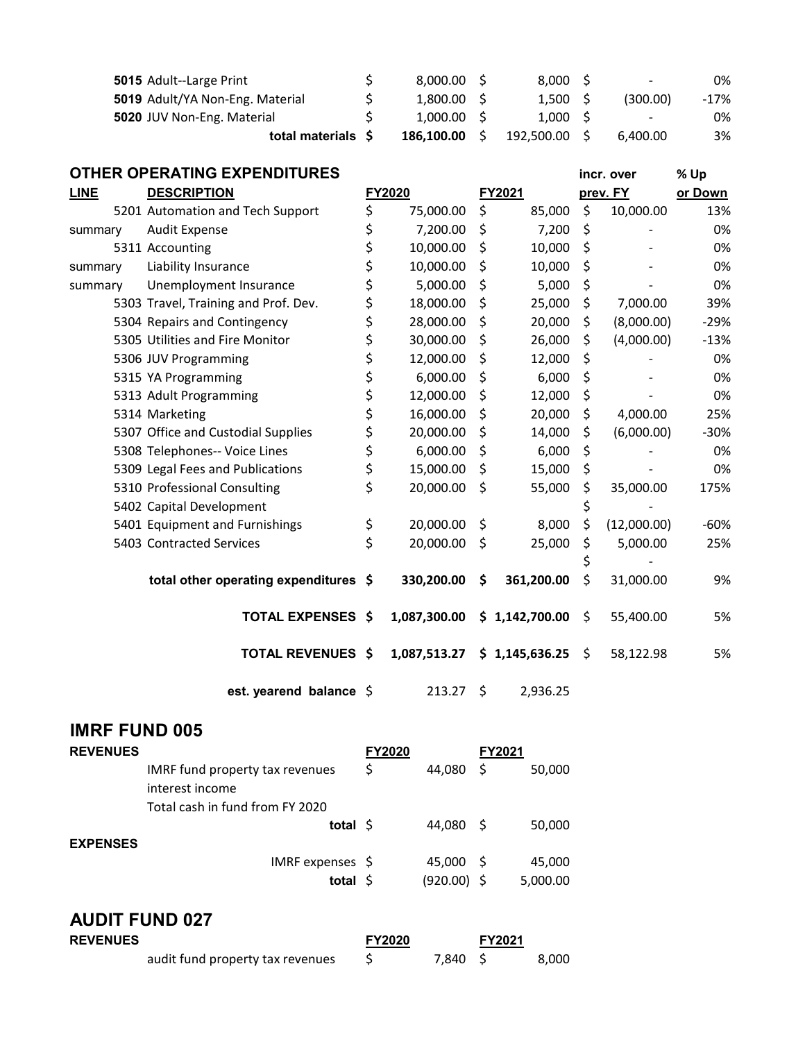| LINE | DESCRIPTION | FY2020 | FY2021 | incr. over prev. FY | % Up or Down |
|---|---|---|---|---|---|
| 5015 | Adult--Large Print | $ 8,000.00 | $ 8,000 | $ - | 0% |
| 5019 | Adult/YA Non-Eng. Material | $ 1,800.00 | $ 1,500 | $ (300.00) | -17% |
| 5020 | JUV Non-Eng. Material | $ 1,000.00 | $ 1,000 | $ - | 0% |
| | **total materials** | **$ 186,100.00** | **$ 192,500.00** | **$ 6,400.00** | **3%** |

## OTHER OPERATING EXPENDITURES

| LINE | DESCRIPTION | FY2020 | FY2021 | incr. over prev. FY | % Up or Down |
|---|---|---|---|---|---|
| 5201 | Automation and Tech Support | $ 75,000.00 | $ 85,000 | $ 10,000.00 | 13% |
| summary | Audit Expense | $ 7,200.00 | $ 7,200 | $ - | 0% |
| 5311 | Accounting | $ 10,000.00 | $ 10,000 | $ - | 0% |
| summary | Liability Insurance | $ 10,000.00 | $ 10,000 | $ - | 0% |
| summary | Unemployment Insurance | $ 5,000.00 | $ 5,000 | $ - | 0% |
| 5303 | Travel, Training and Prof. Dev. | $ 18,000.00 | $ 25,000 | $ 7,000.00 | 39% |
| 5304 | Repairs and Contingency | $ 28,000.00 | $ 20,000 | $ (8,000.00) | -29% |
| 5305 | Utilities and Fire Monitor | $ 30,000.00 | $ 26,000 | $ (4,000.00) | -13% |
| 5306 | JUV Programming | $ 12,000.00 | $ 12,000 | $ - | 0% |
| 5315 | YA Programming | $ 6,000.00 | $ 6,000 | $ - | 0% |
| 5313 | Adult Programming | $ 12,000.00 | $ 12,000 | $ - | 0% |
| 5314 | Marketing | $ 16,000.00 | $ 20,000 | $ 4,000.00 | 25% |
| 5307 | Office and Custodial Supplies | $ 20,000.00 | $ 14,000 | $ (6,000.00) | -30% |
| 5308 | Telephones-- Voice Lines | $ 6,000.00 | $ 6,000 | $ - | 0% |
| 5309 | Legal Fees and Publications | $ 15,000.00 | $ 15,000 | $ - | 0% |
| 5310 | Professional Consulting | $ 20,000.00 | $ 55,000 | $ 35,000.00 | 175% |
| 5402 | Capital Development | | | $ - | |
| 5401 | Equipment and Furnishings | $ 20,000.00 | $ 8,000 | $ (12,000.00) | -60% |
| 5403 | Contracted Services | $ 20,000.00 | $ 25,000 | $ 5,000.00 | 25% |
| | | | | $ - | |
| | **total other operating expenditures** | **$ 330,200.00** | **$ 361,200.00** | $ 31,000.00 | 9% |
| | **TOTAL EXPENSES** | **$ 1,087,300.00** | **$ 1,142,700.00** | $ 55,400.00 | 5% |
| | **TOTAL REVENUES** | **$ 1,087,513.27** | **$ 1,145,636.25** | $ 58,122.98 | 5% |
| | **est. yearend balance** | $ 213.27 | $ 2,936.25 | | |

## IMRF FUND 005

| | | FY2020 | FY2021 |
|---|---|---|---|
| **REVENUES** | | | |
| | IMRF fund property tax revenues | $ 44,080 | $ 50,000 |
| | interest income | | |
| | Total cash in fund from FY 2020 | | |
| | **total** | $ 44,080 | $ 50,000 |
| **EXPENSES** | | | |
| | IMRF expenses | $ 45,000 | $ 45,000 |
| | **total** | $ (920.00) | $ 5,000.00 |

## AUDIT FUND 027

| | | FY2020 | FY2021 |
|---|---|---|---|
| **REVENUES** | | | |
| | audit fund property tax revenues | $ 7,840 | $ 8,000 |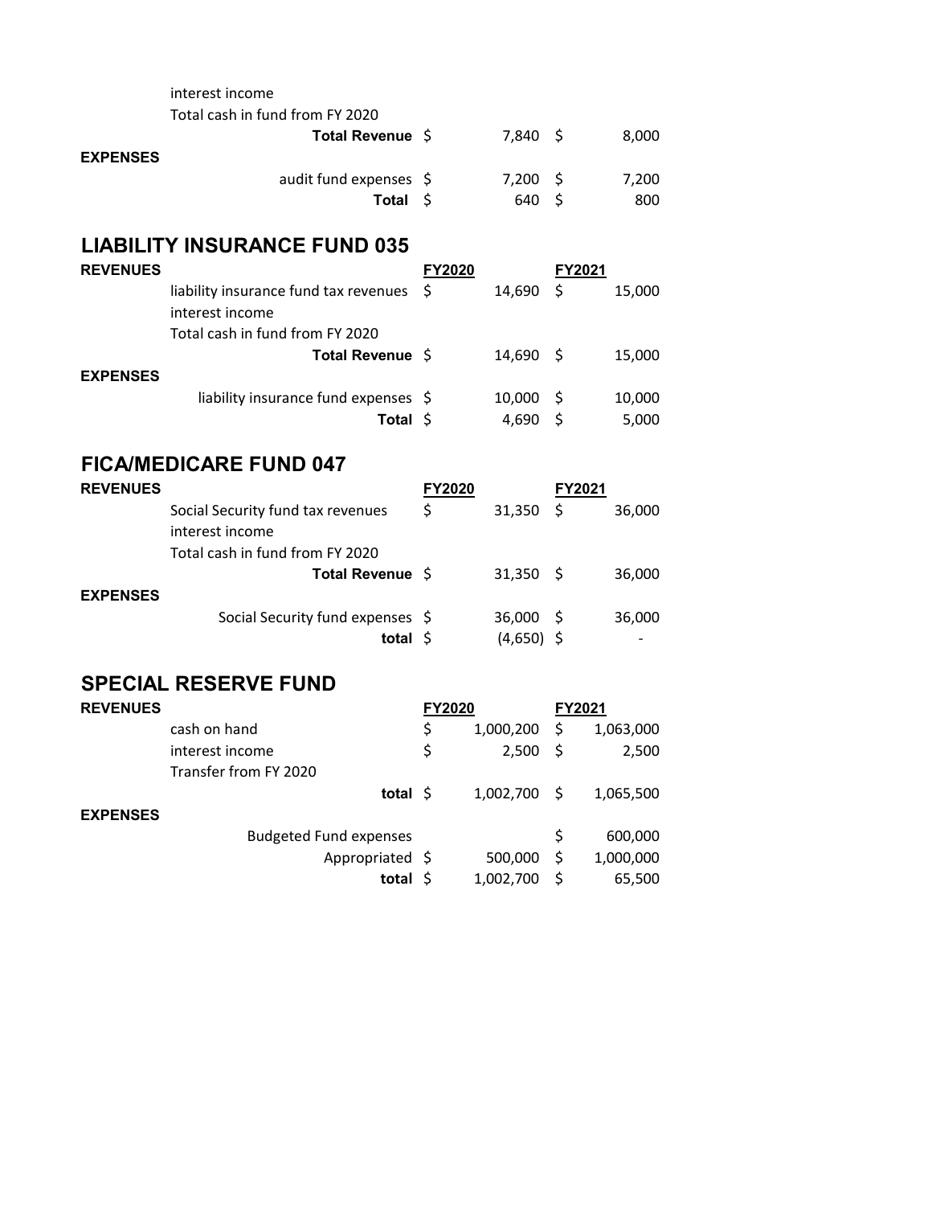| | | | |
|---|---|---|---|
| | interest income | | |
| | Total cash in fund from FY 2020 | | |
| | **Total Revenue** | $ 7,840 | $ 8,000 |
| **EXPENSES** | | | |
| | audit fund expenses | $ 7,200 | $ 7,200 |
| | **Total** | $ 640 | $ 800 |

## LIABILITY INSURANCE FUND 035

| **REVENUES** | | **FY2020** | **FY2021** |
|---|---|---|---|
| | liability insurance fund tax revenues | $ 14,690 | $ 15,000 |
| | interest income | | |
| | Total cash in fund from FY 2020 | | |
| | **Total Revenue** | $ 14,690 | $ 15,000 |
| **EXPENSES** | | | |
| | liability insurance fund expenses | $ 10,000 | $ 10,000 |
| | **Total** | $ 4,690 | $ 5,000 |

## FICA/MEDICARE FUND 047

| **REVENUES** | | **FY2020** | **FY2021** |
|---|---|---|---|
| | Social Security fund tax revenues | $ 31,350 | $ 36,000 |
| | interest income | | |
| | Total cash in fund from FY 2020 | | |
| | **Total Revenue** | $ 31,350 | $ 36,000 |
| **EXPENSES** | | | |
| | Social Security fund expenses | $ 36,000 | $ 36,000 |
| | **total** | $ (4,650) | $ - |

## SPECIAL RESERVE FUND

| **REVENUES** | | **FY2020** | **FY2021** |
|---|---|---|---|
| | cash on hand | $ 1,000,200 | $ 1,063,000 |
| | interest income | $ 2,500 | $ 2,500 |
| | Transfer from FY 2020 | | |
| | **total** | $ 1,002,700 | $ 1,065,500 |
| **EXPENSES** | | | |
| | Budgeted Fund expenses | | $ 600,000 |
| | Appropriated | $ 500,000 | $ 1,000,000 |
| | **total** | $ 1,002,700 | $ 65,500 |